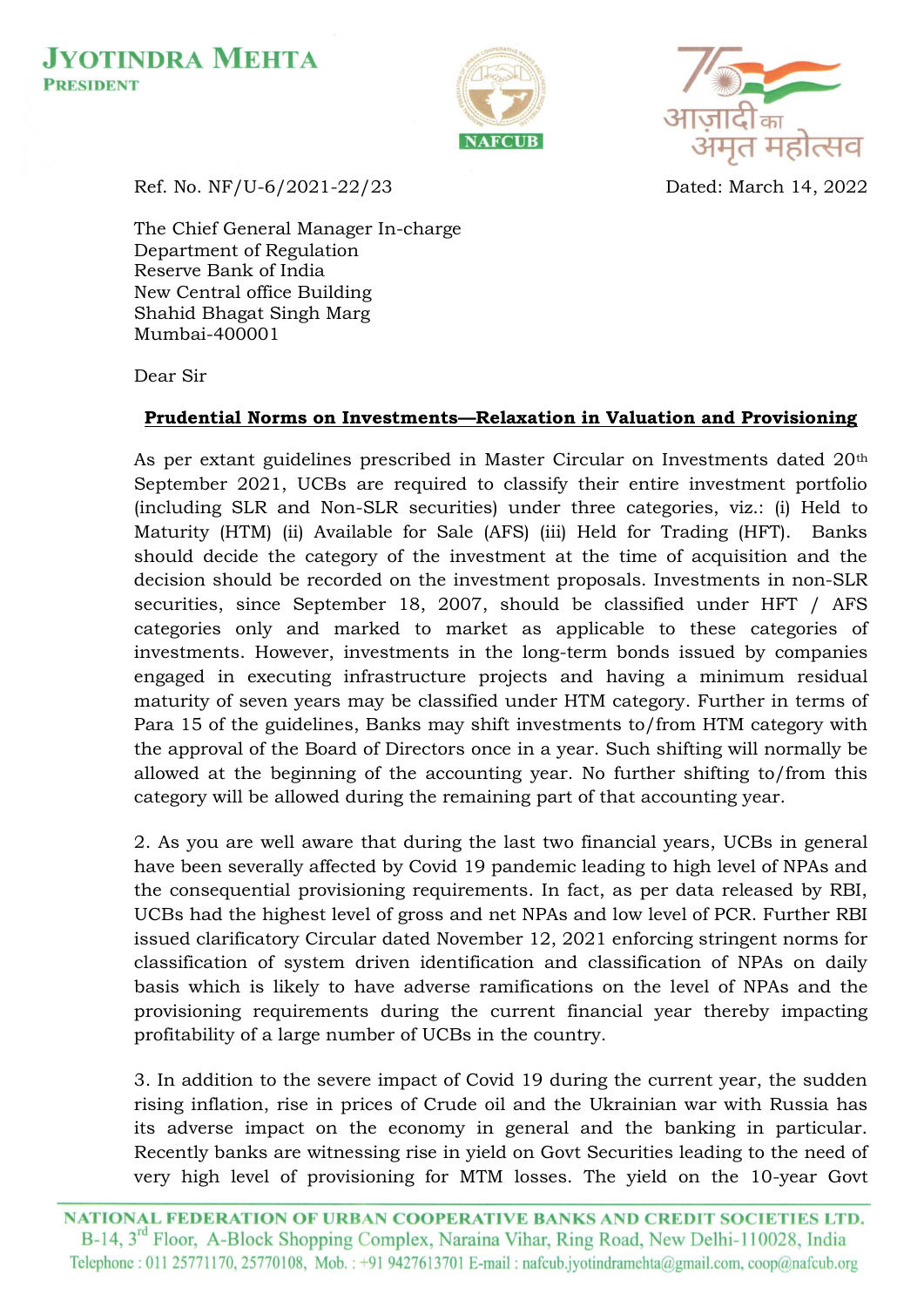**JYOTINDRA MEHTA**
**PRESIDENT**

NAFCUB

आज़ादी का अमृत महोत्सव

Ref. No. NF/U-6/2021-22/23

Dated: March 14, 2022

The Chief General Manager In-charge
Department of Regulation
Reserve Bank of India
New Central office Building
Shahid Bhagat Singh Marg
Mumbai-400001

Dear Sir

**Prudential Norms on Investments—Relaxation in Valuation and Provisioning**

As per extant guidelines prescribed in Master Circular on Investments dated 20th September 2021, UCBs are required to classify their entire investment portfolio (including SLR and Non-SLR securities) under three categories, viz.: (i) Held to Maturity (HTM) (ii) Available for Sale (AFS) (iii) Held for Trading (HFT). Banks should decide the category of the investment at the time of acquisition and the decision should be recorded on the investment proposals. Investments in non-SLR securities, since September 18, 2007, should be classified under HFT / AFS categories only and marked to market as applicable to these categories of investments. However, investments in the long-term bonds issued by companies engaged in executing infrastructure projects and having a minimum residual maturity of seven years may be classified under HTM category. Further in terms of Para 15 of the guidelines, Banks may shift investments to/from HTM category with the approval of the Board of Directors once in a year. Such shifting will normally be allowed at the beginning of the accounting year. No further shifting to/from this category will be allowed during the remaining part of that accounting year.

2. As you are well aware that during the last two financial years, UCBs in general have been severally affected by Covid 19 pandemic leading to high level of NPAs and the consequential provisioning requirements. In fact, as per data released by RBI, UCBs had the highest level of gross and net NPAs and low level of PCR. Further RBI issued clarificatory Circular dated November 12, 2021 enforcing stringent norms for classification of system driven identification and classification of NPAs on daily basis which is likely to have adverse ramifications on the level of NPAs and the provisioning requirements during the current financial year thereby impacting profitability of a large number of UCBs in the country.

3. In addition to the severe impact of Covid 19 during the current year, the sudden rising inflation, rise in prices of Crude oil and the Ukrainian war with Russia has its adverse impact on the economy in general and the banking in particular. Recently banks are witnessing rise in yield on Govt Securities leading to the need of very high level of provisioning for MTM losses. The yield on the 10-year Govt

NATIONAL FEDERATION OF URBAN COOPERATIVE BANKS AND CREDIT SOCIETIES LTD.
B-14, 3rd Floor, A-Block Shopping Complex, Naraina Vihar, Ring Road, New Delhi-110028, India
Telephone : 011 25771170, 25770108, Mob. : +91 9427613701 E-mail : nafcub.jyotindramehta@gmail.com, coop@nafcub.org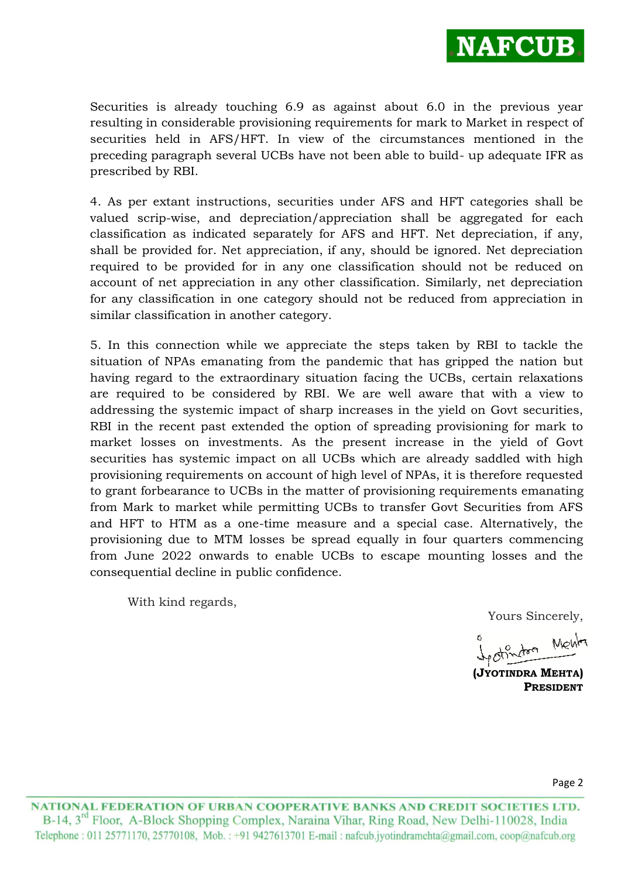Securities is already touching 6.9 as against about 6.0 in the previous year resulting in considerable provisioning requirements for mark to Market in respect of securities held in AFS/HFT. In view of the circumstances mentioned in the preceding paragraph several UCBs have not been able to build- up adequate IFR as prescribed by RBI.

4. As per extant instructions, securities under AFS and HFT categories shall be valued scrip-wise, and depreciation/appreciation shall be aggregated for each classification as indicated separately for AFS and HFT. Net depreciation, if any, shall be provided for. Net appreciation, if any, should be ignored. Net depreciation required to be provided for in any one classification should not be reduced on account of net appreciation in any other classification. Similarly, net depreciation for any classification in one category should not be reduced from appreciation in similar classification in another category.

5. In this connection while we appreciate the steps taken by RBI to tackle the situation of NPAs emanating from the pandemic that has gripped the nation but having regard to the extraordinary situation facing the UCBs, certain relaxations are required to be considered by RBI. We are well aware that with a view to addressing the systemic impact of sharp increases in the yield on Govt securities, RBI in the recent past extended the option of spreading provisioning for mark to market losses on investments. As the present increase in the yield of Govt securities has systemic impact on all UCBs which are already saddled with high provisioning requirements on account of high level of NPAs, it is therefore requested to grant forbearance to UCBs in the matter of provisioning requirements emanating from Mark to market while permitting UCBs to transfer Govt Securities from AFS and HFT to HTM as a one-time measure and a special case. Alternatively, the provisioning due to MTM losses be spread equally in four quarters commencing from June 2022 onwards to enable UCBs to escape mounting losses and the consequential decline in public confidence.

With kind regards,

Yours Sincerely,

**(JYOTINDRA MEHTA)**
**PRESIDENT**

NATIONAL FEDERATION OF URBAN COOPERATIVE BANKS AND CREDIT SOCIETIES LTD.
B-14, 3rd Floor, A-Block Shopping Complex, Naraina Vihar, Ring Road, New Delhi-110028, India
Telephone : 011 25771170, 25770108, Mob. : +91 9427613701 E-mail : nafcub.jyotindramehta@gmail.com, coop@nafcub.org